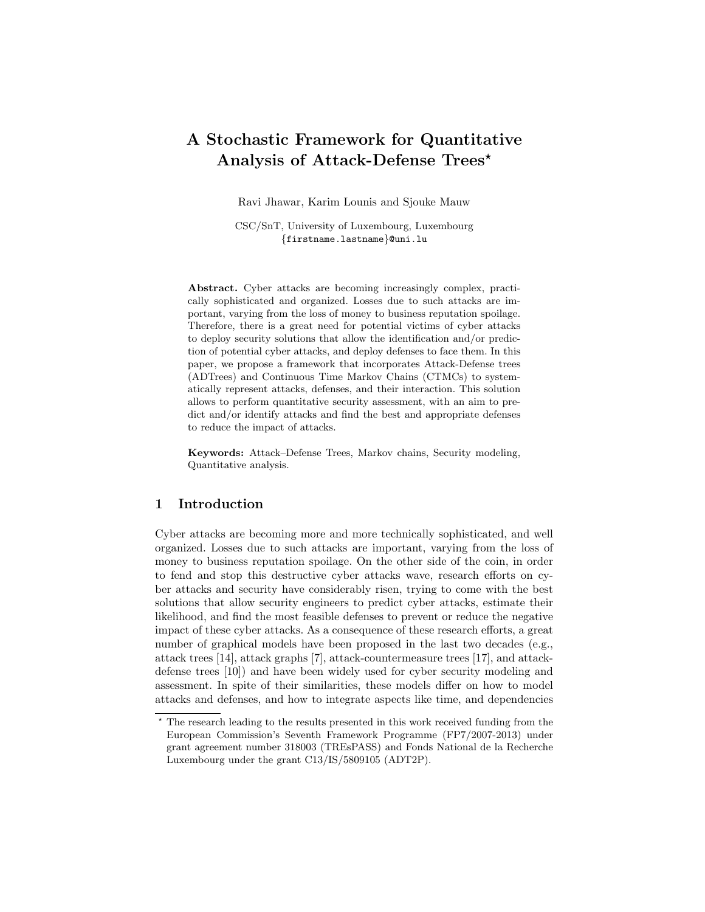# A Stochastic Framework for Quantitative Analysis of Attack-Defense Trees*

Ravi Jhawar, Karim Lounis and Sjouke Mauw

CSC/SnT, University of Luxembourg, Luxembourg
{firstname.lastname}@uni.lu

**Abstract.** Cyber attacks are becoming increasingly complex, practically sophisticated and organized. Losses due to such attacks are important, varying from the loss of money to business reputation spoilage. Therefore, there is a great need for potential victims of cyber attacks to deploy security solutions that allow the identification and/or prediction of potential cyber attacks, and deploy defenses to face them. In this paper, we propose a framework that incorporates Attack-Defense trees (ADTrees) and Continuous Time Markov Chains (CTMCs) to systematically represent attacks, defenses, and their interaction. This solution allows to perform quantitative security assessment, with an aim to predict and/or identify attacks and find the best and appropriate defenses to reduce the impact of attacks.

**Keywords:** Attack–Defense Trees, Markov chains, Security modeling, Quantitative analysis.

## 1 Introduction

Cyber attacks are becoming more and more technically sophisticated, and well organized. Losses due to such attacks are important, varying from the loss of money to business reputation spoilage. On the other side of the coin, in order to fend and stop this destructive cyber attacks wave, research efforts on cyber attacks and security have considerably risen, trying to come with the best solutions that allow security engineers to predict cyber attacks, estimate their likelihood, and find the most feasible defenses to prevent or reduce the negative impact of these cyber attacks. As a consequence of these research efforts, a great number of graphical models have been proposed in the last two decades (e.g., attack trees [14], attack graphs [7], attack-countermeasure trees [17], and attack-defense trees [10]) and have been widely used for cyber security modeling and assessment. In spite of their similarities, these models differ on how to model attacks and defenses, and how to integrate aspects like time, and dependencies

---

* The research leading to the results presented in this work received funding from the European Commission's Seventh Framework Programme (FP7/2007-2013) under grant agreement number 318003 (TREsPASS) and Fonds National de la Recherche Luxembourg under the grant C13/IS/5809105 (ADT2P).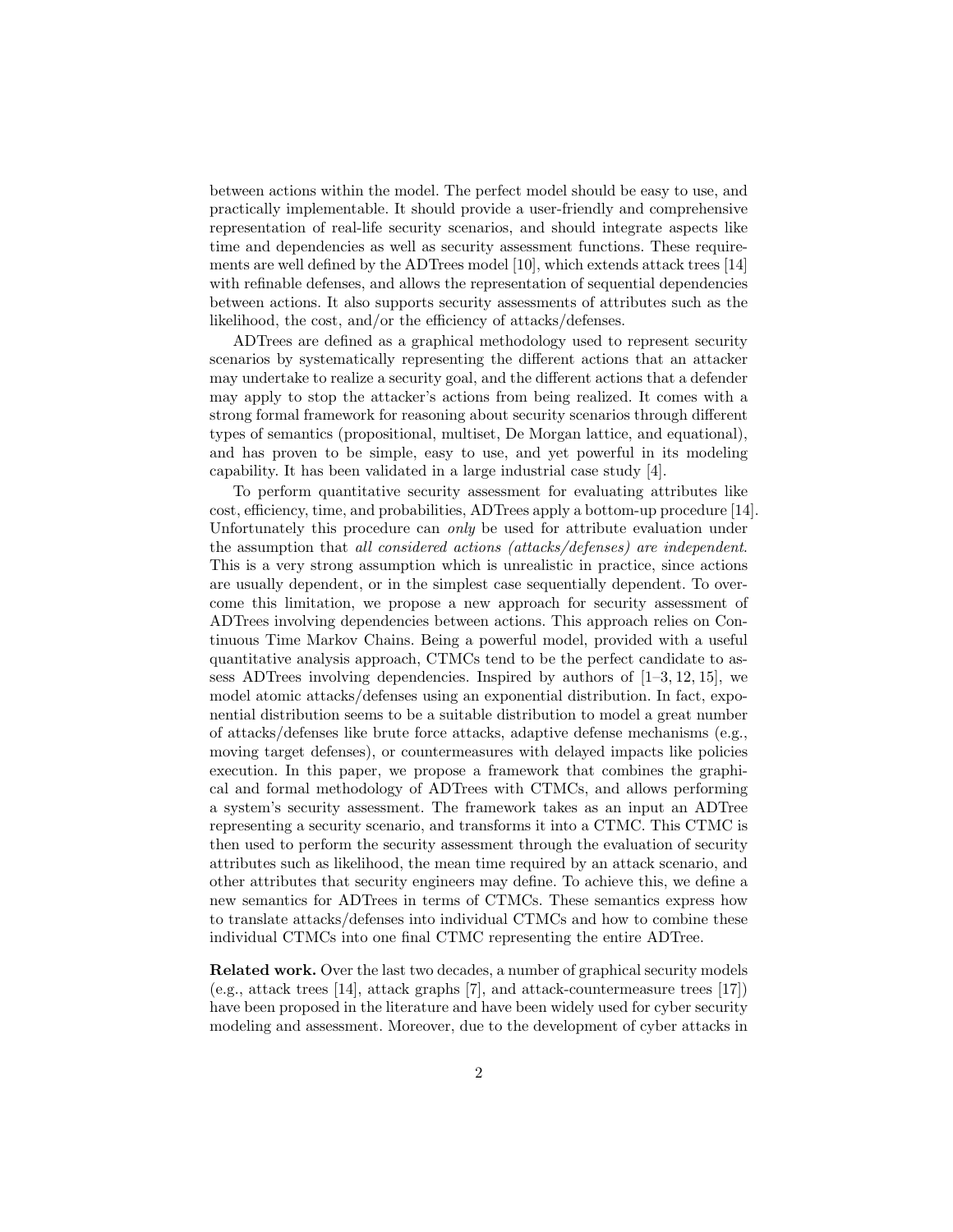between actions within the model. The perfect model should be easy to use, and practically implementable. It should provide a user-friendly and comprehensive representation of real-life security scenarios, and should integrate aspects like time and dependencies as well as security assessment functions. These requirements are well defined by the ADTrees model [10], which extends attack trees [14] with refinable defenses, and allows the representation of sequential dependencies between actions. It also supports security assessments of attributes such as the likelihood, the cost, and/or the efficiency of attacks/defenses.

ADTrees are defined as a graphical methodology used to represent security scenarios by systematically representing the different actions that an attacker may undertake to realize a security goal, and the different actions that a defender may apply to stop the attacker's actions from being realized. It comes with a strong formal framework for reasoning about security scenarios through different types of semantics (propositional, multiset, De Morgan lattice, and equational), and has proven to be simple, easy to use, and yet powerful in its modeling capability. It has been validated in a large industrial case study [4].

To perform quantitative security assessment for evaluating attributes like cost, efficiency, time, and probabilities, ADTrees apply a bottom-up procedure [14]. Unfortunately this procedure can *only* be used for attribute evaluation under the assumption that *all considered actions (attacks/defenses) are independent*. This is a very strong assumption which is unrealistic in practice, since actions are usually dependent, or in the simplest case sequentially dependent. To overcome this limitation, we propose a new approach for security assessment of ADTrees involving dependencies between actions. This approach relies on Continuous Time Markov Chains. Being a powerful model, provided with a useful quantitative analysis approach, CTMCs tend to be the perfect candidate to assess ADTrees involving dependencies. Inspired by authors of [1–3, 12, 15], we model atomic attacks/defenses using an exponential distribution. In fact, exponential distribution seems to be a suitable distribution to model a great number of attacks/defenses like brute force attacks, adaptive defense mechanisms (e.g., moving target defenses), or countermeasures with delayed impacts like policies execution. In this paper, we propose a framework that combines the graphical and formal methodology of ADTrees with CTMCs, and allows performing a system's security assessment. The framework takes as an input an ADTree representing a security scenario, and transforms it into a CTMC. This CTMC is then used to perform the security assessment through the evaluation of security attributes such as likelihood, the mean time required by an attack scenario, and other attributes that security engineers may define. To achieve this, we define a new semantics for ADTrees in terms of CTMCs. These semantics express how to translate attacks/defenses into individual CTMCs and how to combine these individual CTMCs into one final CTMC representing the entire ADTree.

**Related work.** Over the last two decades, a number of graphical security models (e.g., attack trees [14], attack graphs [7], and attack-countermeasure trees [17]) have been proposed in the literature and have been widely used for cyber security modeling and assessment. Moreover, due to the development of cyber attacks in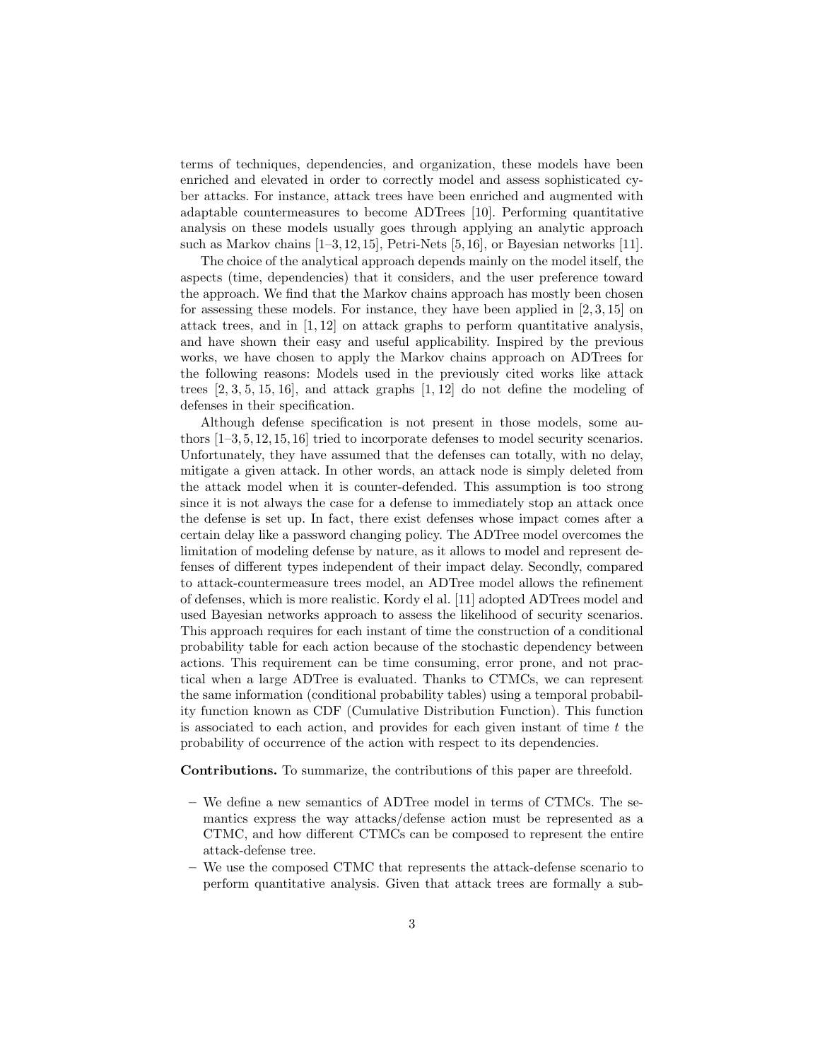terms of techniques, dependencies, and organization, these models have been enriched and elevated in order to correctly model and assess sophisticated cyber attacks. For instance, attack trees have been enriched and augmented with adaptable countermeasures to become ADTrees [10]. Performing quantitative analysis on these models usually goes through applying an analytic approach such as Markov chains [1–3, 12, 15], Petri-Nets [5, 16], or Bayesian networks [11].

The choice of the analytical approach depends mainly on the model itself, the aspects (time, dependencies) that it considers, and the user preference toward the approach. We find that the Markov chains approach has mostly been chosen for assessing these models. For instance, they have been applied in [2, 3, 15] on attack trees, and in [1, 12] on attack graphs to perform quantitative analysis, and have shown their easy and useful applicability. Inspired by the previous works, we have chosen to apply the Markov chains approach on ADTrees for the following reasons: Models used in the previously cited works like attack trees [2, 3, 5, 15, 16], and attack graphs [1, 12] do not define the modeling of defenses in their specification.

Although defense specification is not present in those models, some authors [1–3, 5, 12, 15, 16] tried to incorporate defenses to model security scenarios. Unfortunately, they have assumed that the defenses can totally, with no delay, mitigate a given attack. In other words, an attack node is simply deleted from the attack model when it is counter-defended. This assumption is too strong since it is not always the case for a defense to immediately stop an attack once the defense is set up. In fact, there exist defenses whose impact comes after a certain delay like a password changing policy. The ADTree model overcomes the limitation of modeling defense by nature, as it allows to model and represent defenses of different types independent of their impact delay. Secondly, compared to attack-countermeasure trees model, an ADTree model allows the refinement of defenses, which is more realistic. Kordy el al. [11] adopted ADTrees model and used Bayesian networks approach to assess the likelihood of security scenarios. This approach requires for each instant of time the construction of a conditional probability table for each action because of the stochastic dependency between actions. This requirement can be time consuming, error prone, and not practical when a large ADTree is evaluated. Thanks to CTMCs, we can represent the same information (conditional probability tables) using a temporal probability function known as CDF (Cumulative Distribution Function). This function is associated to each action, and provides for each given instant of time $t$ the probability of occurrence of the action with respect to its dependencies.

**Contributions.** To summarize, the contributions of this paper are threefold.

- We define a new semantics of ADTree model in terms of CTMCs. The semantics express the way attacks/defense action must be represented as a CTMC, and how different CTMCs can be composed to represent the entire attack-defense tree.
- We use the composed CTMC that represents the attack-defense scenario to perform quantitative analysis. Given that attack trees are formally a sub-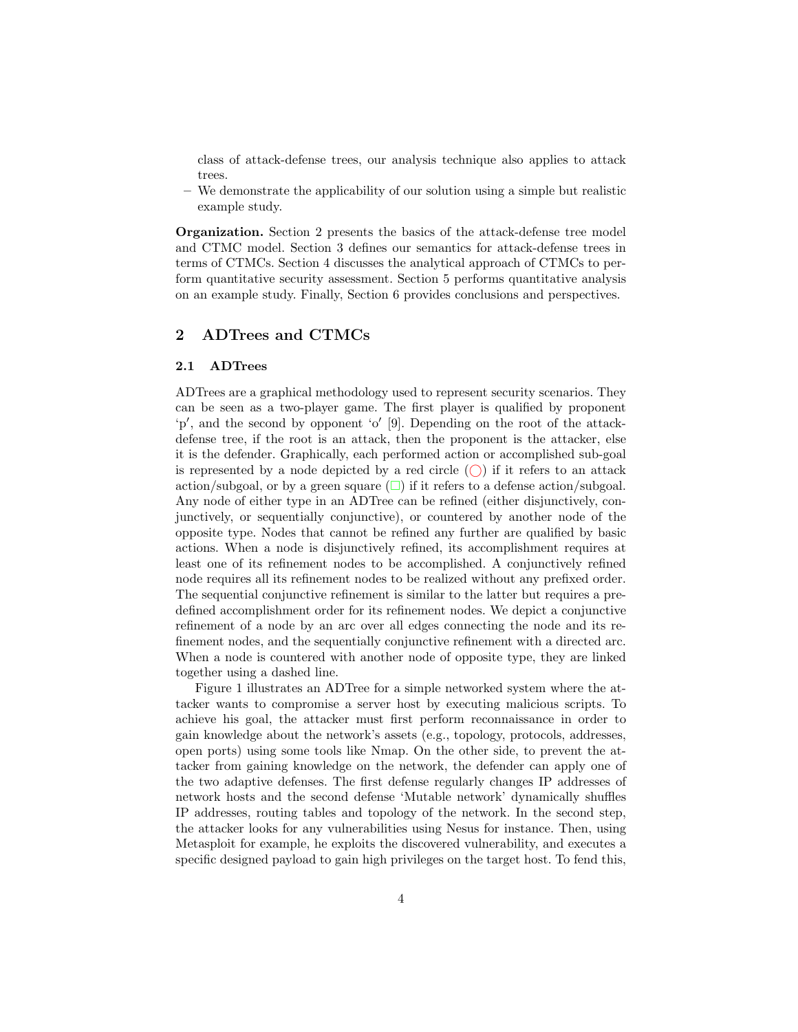class of attack-defense trees, our analysis technique also applies to attack trees.

- We demonstrate the applicability of our solution using a simple but realistic example study.

**Organization.** Section 2 presents the basics of the attack-defense tree model and CTMC model. Section 3 defines our semantics for attack-defense trees in terms of CTMCs. Section 4 discusses the analytical approach of CTMCs to perform quantitative security assessment. Section 5 performs quantitative analysis on an example study. Finally, Section 6 provides conclusions and perspectives.

## 2 ADTrees and CTMCs

### 2.1 ADTrees

ADTrees are a graphical methodology used to represent security scenarios. They can be seen as a two-player game. The first player is qualified by proponent 'p′, and the second by opponent 'o′ [9]. Depending on the root of the attack-defense tree, if the root is an attack, then the proponent is the attacker, else it is the defender. Graphically, each performed action or accomplished sub-goal is represented by a node depicted by a red circle (◯) if it refers to an attack action/subgoal, or by a green square (□) if it refers to a defense action/subgoal. Any node of either type in an ADTree can be refined (either disjunctively, conjunctively, or sequentially conjunctive), or countered by another node of the opposite type. Nodes that cannot be refined any further are qualified by basic actions. When a node is disjunctively refined, its accomplishment requires at least one of its refinement nodes to be accomplished. A conjunctively refined node requires all its refinement nodes to be realized without any prefixed order. The sequential conjunctive refinement is similar to the latter but requires a predefined accomplishment order for its refinement nodes. We depict a conjunctive refinement of a node by an arc over all edges connecting the node and its refinement nodes, and the sequentially conjunctive refinement with a directed arc. When a node is countered with another node of opposite type, they are linked together using a dashed line.

Figure 1 illustrates an ADTree for a simple networked system where the attacker wants to compromise a server host by executing malicious scripts. To achieve his goal, the attacker must first perform reconnaissance in order to gain knowledge about the network's assets (e.g., topology, protocols, addresses, open ports) using some tools like Nmap. On the other side, to prevent the attacker from gaining knowledge on the network, the defender can apply one of the two adaptive defenses. The first defense regularly changes IP addresses of network hosts and the second defense 'Mutable network' dynamically shuffles IP addresses, routing tables and topology of the network. In the second step, the attacker looks for any vulnerabilities using Nesus for instance. Then, using Metasploit for example, he exploits the discovered vulnerability, and executes a specific designed payload to gain high privileges on the target host. To fend this,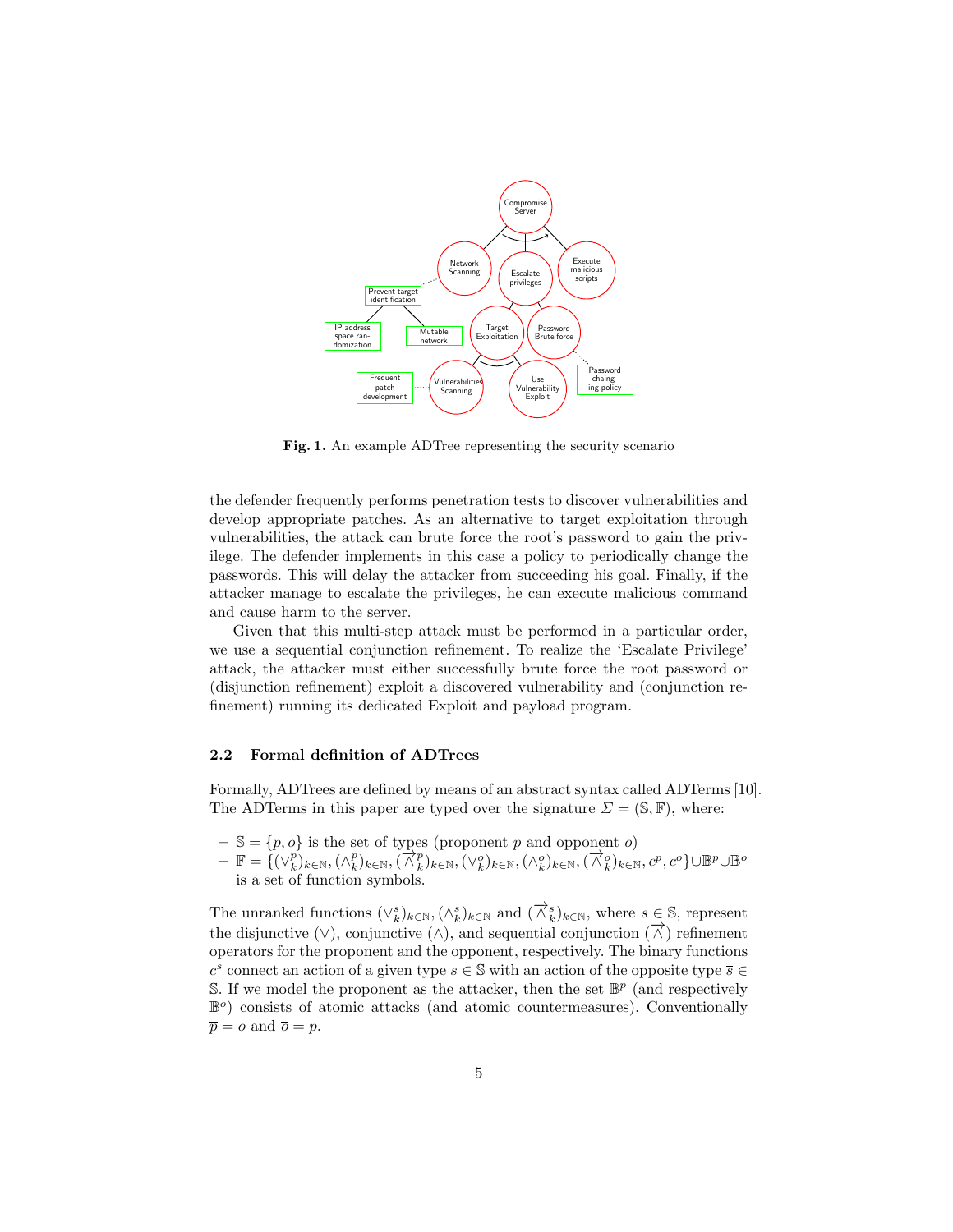**Fig. 1.** An example ADTree representing the security scenario

the defender frequently performs penetration tests to discover vulnerabilities and develop appropriate patches. As an alternative to target exploitation through vulnerabilities, the attack can brute force the root's password to gain the privilege. The defender implements in this case a policy to periodically change the passwords. This will delay the attacker from succeeding his goal. Finally, if the attacker manage to escalate the privileges, he can execute malicious command and cause harm to the server.

Given that this multi-step attack must be performed in a particular order, we use a sequential conjunction refinement. To realize the 'Escalate Privilege' attack, the attacker must either successfully brute force the root password or (disjunction refinement) exploit a discovered vulnerability and (conjunction refinement) running its dedicated Exploit and payload program.

### 2.2 Formal definition of ADTrees

Formally, ADTrees are defined by means of an abstract syntax called ADTerms [10]. The ADTerms in this paper are typed over the signature $\Sigma = (\mathbb{S}, \mathbb{F})$, where:

- $\mathbb{S} = \{p, o\}$ is the set of types (proponent $p$ and opponent $o$)
- $\mathbb{F} = \{(\vee^p_k)_{k\in\mathbb{N}}, (\wedge^p_k)_{k\in\mathbb{N}}, (\overrightarrow{\wedge}^p_k)_{k\in\mathbb{N}}, (\vee^o_k)_{k\in\mathbb{N}}, (\wedge^o_k)_{k\in\mathbb{N}}, (\overrightarrow{\wedge}^o_k)_{k\in\mathbb{N}}, c^p, c^o\} \cup \mathbb{B}^p \cup \mathbb{B}^o$ is a set of function symbols.

The unranked functions $(\vee^s_k)_{k\in\mathbb{N}}, (\wedge^s_k)_{k\in\mathbb{N}}$ and $(\overrightarrow{\wedge}^s_k)_{k\in\mathbb{N}}$, where $s \in \mathbb{S}$, represent the disjunctive ($\vee$), conjunctive ($\wedge$), and sequential conjunction ($\overrightarrow{\wedge}$) refinement operators for the proponent and the opponent, respectively. The binary functions $c^s$ connect an action of a given type $s \in \mathbb{S}$ with an action of the opposite type $\overline{s} \in \mathbb{S}$. If we model the proponent as the attacker, then the set $\mathbb{B}^p$ (and respectively $\mathbb{B}^o$) consists of atomic attacks (and atomic countermeasures). Conventionally $\overline{p} = o$ and $\overline{o} = p$.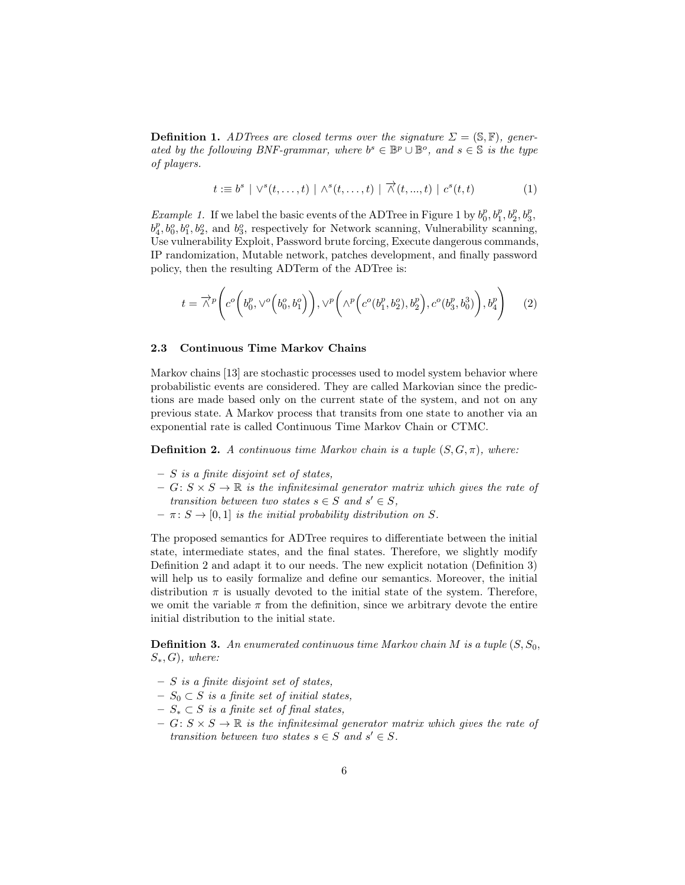**Definition 1.** *ADTrees are closed terms over the signature $\Sigma = (\mathbb{S}, \mathbb{F})$, generated by the following BNF-grammar, where $b^s \in \mathbb{B}^p \cup \mathbb{B}^o$, and $s \in \mathbb{S}$ is the type of players.*

$$t :\equiv b^s \mid \vee^s(t, \dots, t) \mid \wedge^s(t, \dots, t) \mid \overrightarrow{\wedge}(t, ..., t) \mid c^s(t, t) \tag{1}$$

*Example 1.* If we label the basic events of the ADTree in Figure 1 by $b^p_0, b^p_1, b^p_2, b^p_3, b^p_4, b^o_0, b^o_1, b^o_2$, and $b^o_3$, respectively for Network scanning, Vulnerability scanning, Use vulnerability Exploit, Password brute forcing, Execute dangerous commands, IP randomization, Mutable network, patches development, and finally password policy, then the resulting ADTerm of the ADTree is:

$$t = \overrightarrow{\wedge}^p\left(c^o\left(b^p_0, \vee^o\left(b^o_0, b^o_1\right)\right), \vee^p\left(\wedge^p\left(c^o(b^p_1, b^o_2), b^p_2\right), c^o(b^p_3, b^3_0)\right), b^p_4\right) \tag{2}$$

### 2.3 Continuous Time Markov Chains

Markov chains [13] are stochastic processes used to model system behavior where probabilistic events are considered. They are called Markovian since the predictions are made based only on the current state of the system, and not on any previous state. A Markov process that transits from one state to another via an exponential rate is called Continuous Time Markov Chain or CTMC.

**Definition 2.** *A continuous time Markov chain is a tuple $(S, G, \pi)$, where:*

- *$S$ is a finite disjoint set of states,*
- *$G \colon S \times S \to \mathbb{R}$ is the infinitesimal generator matrix which gives the rate of transition between two states $s \in S$ and $s' \in S$,*
- *$\pi \colon S \to [0, 1]$ is the initial probability distribution on $S$.*

The proposed semantics for ADTree requires to differentiate between the initial state, intermediate states, and the final states. Therefore, we slightly modify Definition 2 and adapt it to our needs. The new explicit notation (Definition 3) will help us to easily formalize and define our semantics. Moreover, the initial distribution $\pi$ is usually devoted to the initial state of the system. Therefore, we omit the variable $\pi$ from the definition, since we arbitrary devote the entire initial distribution to the initial state.

**Definition 3.** *An enumerated continuous time Markov chain $M$ is a tuple $(S, S_0, S_*, G)$, where:*

- *$S$ is a finite disjoint set of states,*
- *$S_0 \subset S$ is a finite set of initial states,*
- *$S_* \subset S$ is a finite set of final states,*
- *$G \colon S \times S \to \mathbb{R}$ is the infinitesimal generator matrix which gives the rate of transition between two states $s \in S$ and $s' \in S$.*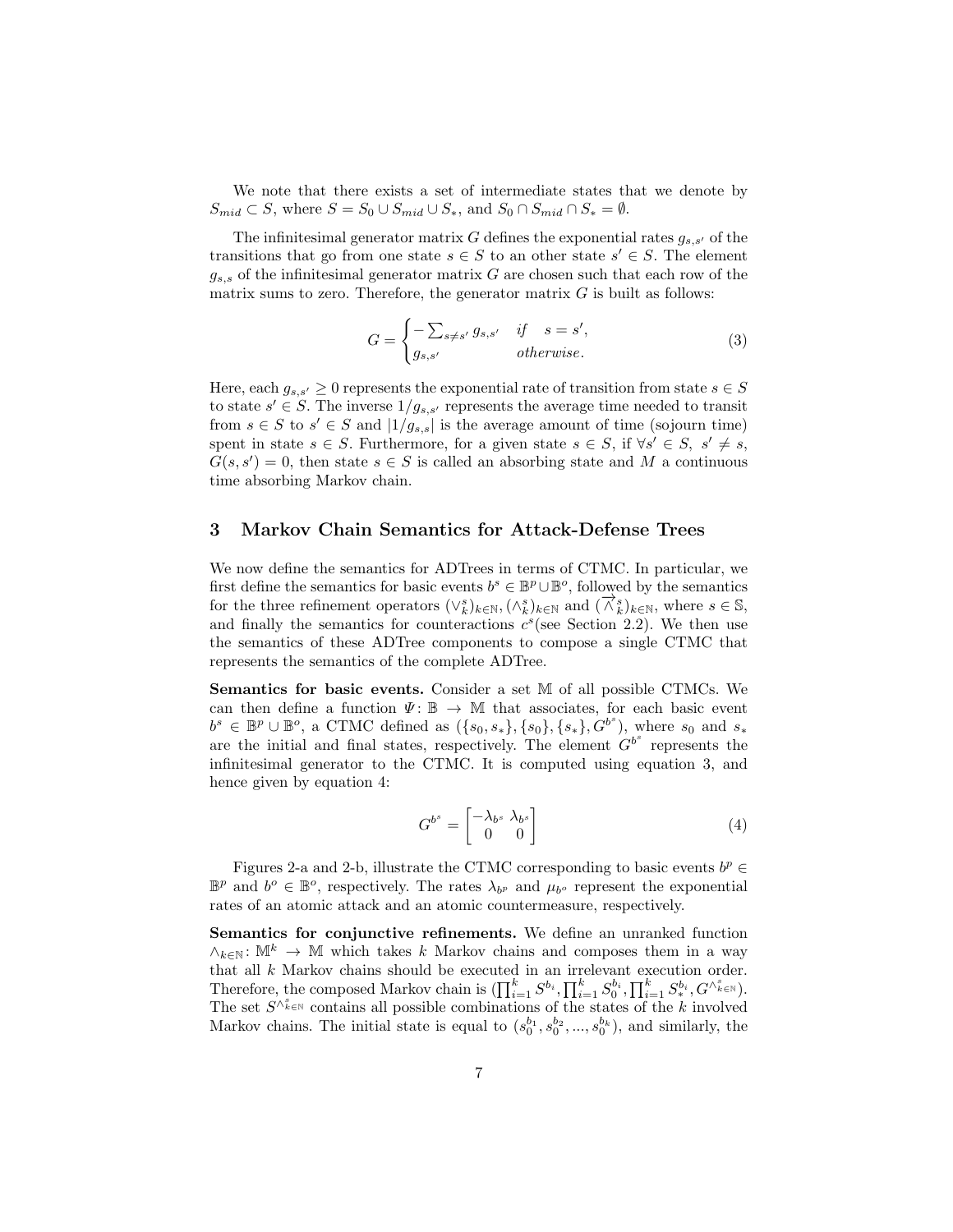We note that there exists a set of intermediate states that we denote by $S_{mid} \subset S$, where $S = S_0 \cup S_{mid} \cup S_*$, and $S_0 \cap S_{mid} \cap S_* = \emptyset$.

The infinitesimal generator matrix $G$ defines the exponential rates $g_{s,s'}$ of the transitions that go from one state $s \in S$ to an other state $s' \in S$. The element $g_{s,s}$ of the infinitesimal generator matrix $G$ are chosen such that each row of the matrix sums to zero. Therefore, the generator matrix $G$ is built as follows:

$$G = \begin{cases} -\sum_{s \neq s'} g_{s,s'} & if \quad s = s', \\ g_{s,s'} & otherwise. \end{cases} \tag{3}$$

Here, each $g_{s,s'} \geq 0$ represents the exponential rate of transition from state $s \in S$ to state $s' \in S$. The inverse $1/g_{s,s'}$ represents the average time needed to transit from $s \in S$ to $s' \in S$ and $|1/g_{s,s}|$ is the average amount of time (sojourn time) spent in state $s \in S$. Furthermore, for a given state $s \in S$, if $\forall s' \in S,\ s' \neq s$, $G(s, s') = 0$, then state $s \in S$ is called an absorbing state and $M$ a continuous time absorbing Markov chain.

## 3 Markov Chain Semantics for Attack-Defense Trees

We now define the semantics for ADTrees in terms of CTMC. In particular, we first define the semantics for basic events $b^s \in \mathbb{B}^p \cup \mathbb{B}^o$, followed by the semantics for the three refinement operators $(\vee_k^s)_{k\in\mathbb{N}}, (\wedge_k^s)_{k\in\mathbb{N}}$ and $(\overrightarrow{\wedge}_k^s)_{k\in\mathbb{N}}$, where $s \in \mathbb{S}$, and finally the semantics for counteractions $c^s$(see Section 2.2). We then use the semantics of these ADTree components to compose a single CTMC that represents the semantics of the complete ADTree.

**Semantics for basic events.** Consider a set $\mathbb{M}$ of all possible CTMCs. We can then define a function $\Psi\colon \mathbb{B} \to \mathbb{M}$ that associates, for each basic event $b^s \in \mathbb{B}^p \cup \mathbb{B}^o$, a CTMC defined as $(\{s_0, s_*\}, \{s_0\}, \{s_*\}, G^{b^s})$, where $s_0$ and $s_*$ are the initial and final states, respectively. The element $G^{b^s}$ represents the infinitesimal generator to the CTMC. It is computed using equation 3, and hence given by equation 4:

$$G^{b^s} = \begin{bmatrix} -\lambda_{b^s} & \lambda_{b^s} \\ 0 & 0 \end{bmatrix} \tag{4}$$

Figures 2-a and 2-b, illustrate the CTMC corresponding to basic events $b^p \in \mathbb{B}^p$ and $b^o \in \mathbb{B}^o$, respectively. The rates $\lambda_{b^p}$ and $\mu_{b^o}$ represent the exponential rates of an atomic attack and an atomic countermeasure, respectively.

**Semantics for conjunctive refinements.** We define an unranked function $\wedge_{k\in\mathbb{N}}\colon \mathbb{M}^k \to \mathbb{M}$ which takes $k$ Markov chains and composes them in a way that all $k$ Markov chains should be executed in an irrelevant execution order. Therefore, the composed Markov chain is $(\prod_{i=1}^{k} S^{b_i}, \prod_{i=1}^{k} S_0^{b_i}, \prod_{i=1}^{k} S_*^{b_i}, G^{\wedge_{k\in\mathbb{N}}^s})$. The set $S^{\wedge_{k\in\mathbb{N}}^s}$ contains all possible combinations of the states of the $k$ involved Markov chains. The initial state is equal to $(s_0^{b_1}, s_0^{b_2}, ..., s_0^{b_k})$, and similarly, the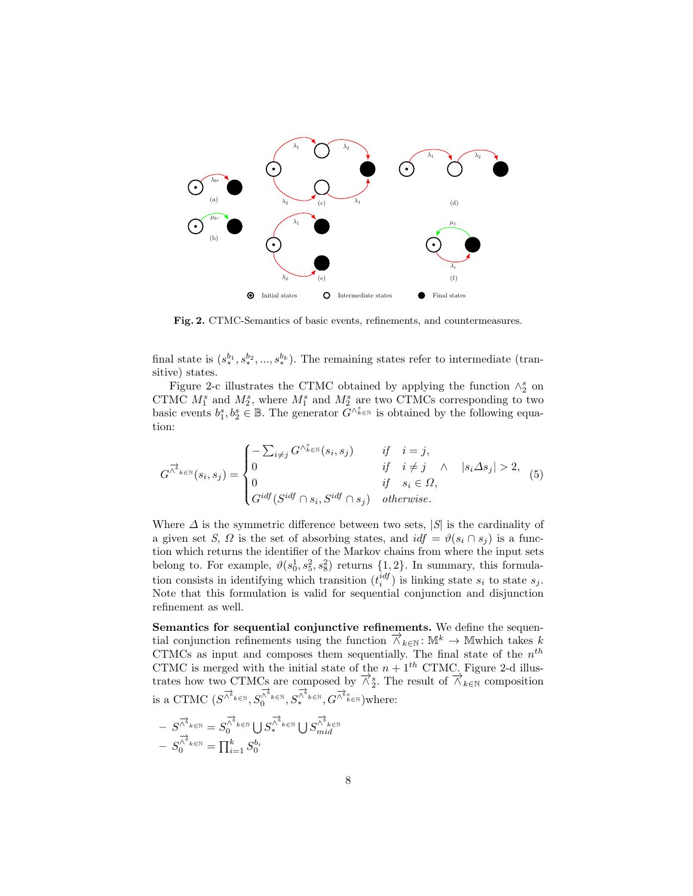**Fig. 2.** CTMC-Semantics of basic events, refinements, and countermeasures.

final state is $(s_*^{b_1}, s_*^{b_2}, ..., s_*^{b_k})$. The remaining states refer to intermediate (transitive) states.

Figure 2-c illustrates the CTMC obtained by applying the function $\wedge_2^s$ on CTMC $M_1^s$ and $M_2^s$, where $M_1^s$ and $M_2^s$ are two CTMCs corresponding to two basic events $b_1^s, b_2^s \in \mathbb{B}$. The generator $G^{\wedge_{k\in\mathbb{N}}^s}$ is obtained by the following equation:

$$G^{\overrightarrow{\wedge}^s_{k\in\mathbb{N}}}(s_i, s_j) = \begin{cases} -\sum_{i\neq j} G^{\wedge^s_{k\in\mathbb{N}}}(s_i, s_j) & if \quad i = j, \\ 0 & if \quad i \neq j \quad \wedge \quad |s_i \Delta s_j| > 2, \\ 0 & if \quad s_i \in \Omega, \\ G^{idf}(S^{idf} \cap s_i, S^{idf} \cap s_j) & otherwise. \end{cases} \tag{5}$$

Where $\Delta$ is the symmetric difference between two sets, $|S|$ is the cardinality of a given set $S$, $\Omega$ is the set of absorbing states, and $idf = \vartheta(s_i \cap s_j)$ is a function which returns the identifier of the Markov chains from where the input sets belong to. For example, $\vartheta(s_0^1, s_5^2, s_8^2)$ returns $\{1, 2\}$. In summary, this formulation consists in identifying which transition $(t_i^{idf})$ is linking state $s_i$ to state $s_j$. Note that this formulation is valid for sequential conjunction and disjunction refinement as well.

**Semantics for sequential conjunctive refinements.** We define the sequential conjunction refinements using the function $\overrightarrow{\wedge}_{k\in\mathbb{N}} : \mathbb{M}^k \rightarrow \mathbb{M}$which takes $k$ CTMCs as input and composes them sequentially. The final state of the $n^{th}$ CTMC is merged with the initial state of the $n+1^{th}$ CTMC. Figure 2-d illustrates how two CTMCs are composed by $\overrightarrow{\wedge}_2^s$. The result of $\overrightarrow{\wedge}_{k\in\mathbb{N}}$ composition is a CTMC $(S^{\overrightarrow{\wedge}^s_{k\in\mathbb{N}}}, S_0^{\overrightarrow{\wedge}^s_{k\in\mathbb{N}}}, S_*^{\overrightarrow{\wedge}^s_{k\in\mathbb{N}}}, G^{\overrightarrow{\wedge}^s_{k\in\mathbb{N}}})$where:

- $S^{\overrightarrow{\wedge}^s_{k\in\mathbb{N}}} = S_0^{\overrightarrow{\wedge}^s_{k\in\mathbb{N}}} \bigcup S_*^{\overrightarrow{\wedge}^s_{k\in\mathbb{N}}} \bigcup S_{mid}^{\overrightarrow{\wedge}^s_{k\in\mathbb{N}}}$
- $S_0^{\overrightarrow{\wedge}^s_{k\in\mathbb{N}}} = \prod_{i=1}^k S_0^{b_i}$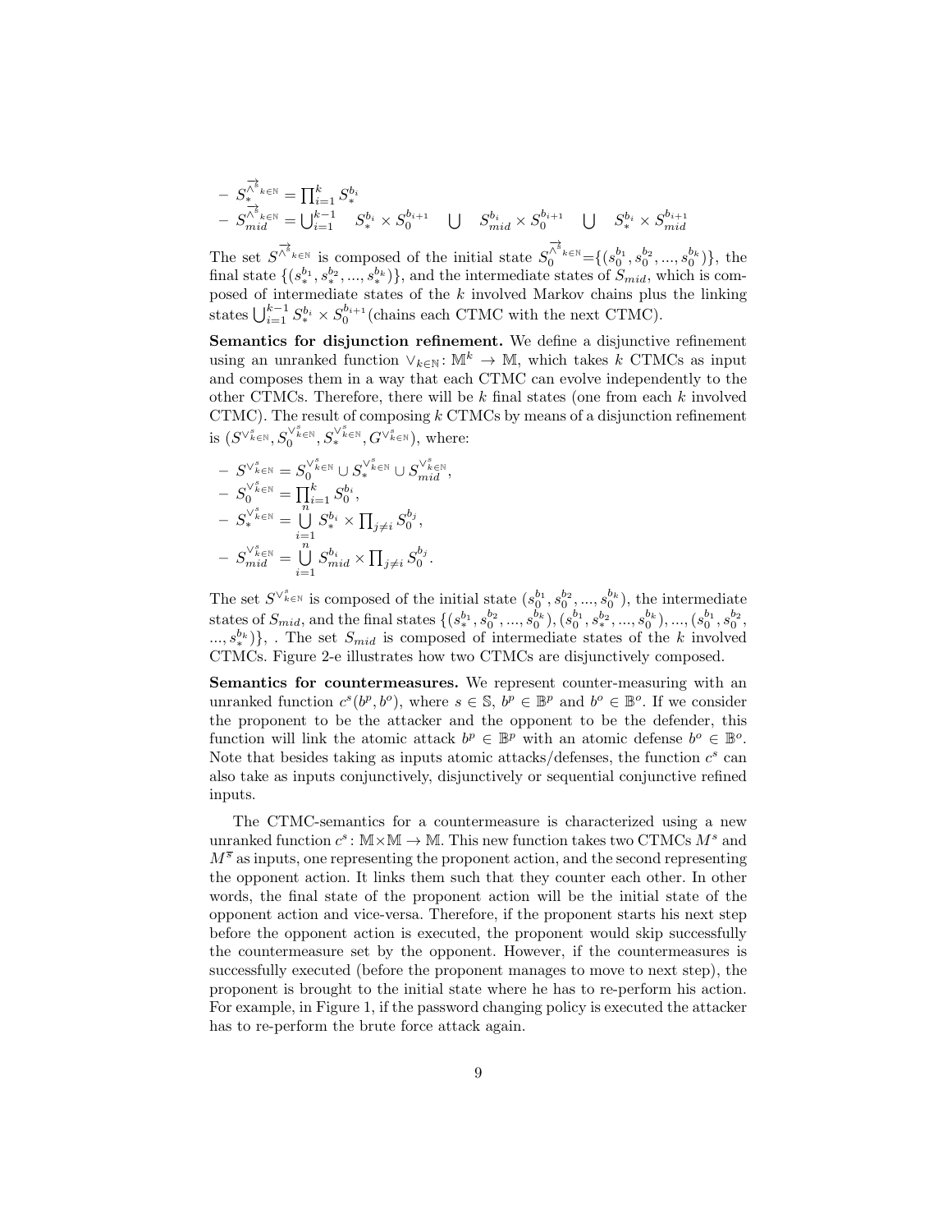- $S_*^{\overrightarrow{\wedge}^s_{k\in\mathbb{N}}} = \prod_{i=1}^{k} S_*^{b_i}$
- $S_{mid}^{\overrightarrow{\wedge}^s_{k\in\mathbb{N}}} = \bigcup_{i=1}^{k-1} \quad S_*^{b_i} \times S_0^{b_{i+1}} \quad \bigcup \quad S_{mid}^{b_i} \times S_0^{b_{i+1}} \quad \bigcup \quad S_*^{b_i} \times S_{mid}^{b_{i+1}}$

The set $S^{\overrightarrow{\wedge}^s_{k\in\mathbb{N}}}$ is composed of the initial state $S_0^{\overrightarrow{\wedge}^s_{k\in\mathbb{N}}}=\{(s_0^{b_1}, s_0^{b_2}, ..., s_0^{b_k})\}$, the final state $\{(s_*^{b_1}, s_*^{b_2}, ..., s_*^{b_k})\}$, and the intermediate states of $S_{mid}$, which is composed of intermediate states of the $k$ involved Markov chains plus the linking states $\bigcup_{i=1}^{k-1} S_*^{b_i} \times S_0^{b_{i+1}}$(chains each CTMC with the next CTMC).

**Semantics for disjunction refinement.** We define a disjunctive refinement using an unranked function $\vee_{k\in\mathbb{N}}\colon \mathbb{M}^k \to \mathbb{M}$, which takes $k$ CTMCs as input and composes them in a way that each CTMC can evolve independently to the other CTMCs. Therefore, there will be $k$ final states (one from each $k$ involved CTMC). The result of composing $k$ CTMCs by means of a disjunction refinement is $(S^{\vee^s_{k\in\mathbb{N}}}, S_0^{\vee^s_{k\in\mathbb{N}}}, S_*^{\vee^s_{k\in\mathbb{N}}}, G^{\vee^s_{k\in\mathbb{N}}})$, where:

- $S^{\vee^s_{k\in\mathbb{N}}} = S_0^{\vee^s_{k\in\mathbb{N}}} \cup S_*^{\vee^s_{k\in\mathbb{N}}} \cup S_{mid}^{\vee^s_{k\in\mathbb{N}}}$,
- $S_0^{\vee^s_{k\in\mathbb{N}}} = \prod_{i=1}^{k} S_0^{b_i}$,
- $S_*^{\vee^s_{k\in\mathbb{N}}} = \bigcup_{i=1}^{n} S_*^{b_i} \times \prod_{j\neq i} S_0^{b_j}$,
- $S_{mid}^{\vee^s_{k\in\mathbb{N}}} = \bigcup_{i=1}^{n} S_{mid}^{b_i} \times \prod_{j\neq i} S_0^{b_j}$.

The set $S^{\vee^s_{k\in\mathbb{N}}}$ is composed of the initial state $(s_0^{b_1}, s_0^{b_2}, ..., s_0^{b_k})$, the intermediate states of $S_{mid}$, and the final states $\{(s_*^{b_1}, s_0^{b_2}, ..., s_0^{b_k}), (s_0^{b_1}, s_*^{b_2}, ..., s_0^{b_k}), ..., (s_0^{b_1}, s_0^{b_2}, ..., s_*^{b_k})\}$, . The set $S_{mid}$ is composed of intermediate states of the $k$ involved CTMCs. Figure 2-e illustrates how two CTMCs are disjunctively composed.

**Semantics for countermeasures.** We represent counter-measuring with an unranked function $c^s(b^p, b^o)$, where $s \in \mathbb{S}$, $b^p \in \mathbb{B}^p$ and $b^o \in \mathbb{B}^o$. If we consider the proponent to be the attacker and the opponent to be the defender, this function will link the atomic attack $b^p \in \mathbb{B}^p$ with an atomic defense $b^o \in \mathbb{B}^o$. Note that besides taking as inputs atomic attacks/defenses, the function $c^s$ can also take as inputs conjunctively, disjunctively or sequential conjunctive refined inputs.

The CTMC-semantics for a countermeasure is characterized using a new unranked function $c^s\colon \mathbb{M}\times\mathbb{M} \to \mathbb{M}$. This new function takes two CTMCs $M^s$ and $M^{\overline{s}}$ as inputs, one representing the proponent action, and the second representing the opponent action. It links them such that they counter each other. In other words, the final state of the proponent action will be the initial state of the opponent action and vice-versa. Therefore, if the proponent starts his next step before the opponent action is executed, the proponent would skip successfully the countermeasure set by the opponent. However, if the countermeasures is successfully executed (before the proponent manages to move to next step), the proponent is brought to the initial state where he has to re-perform his action. For example, in Figure 1, if the password changing policy is executed the attacker has to re-perform the brute force attack again.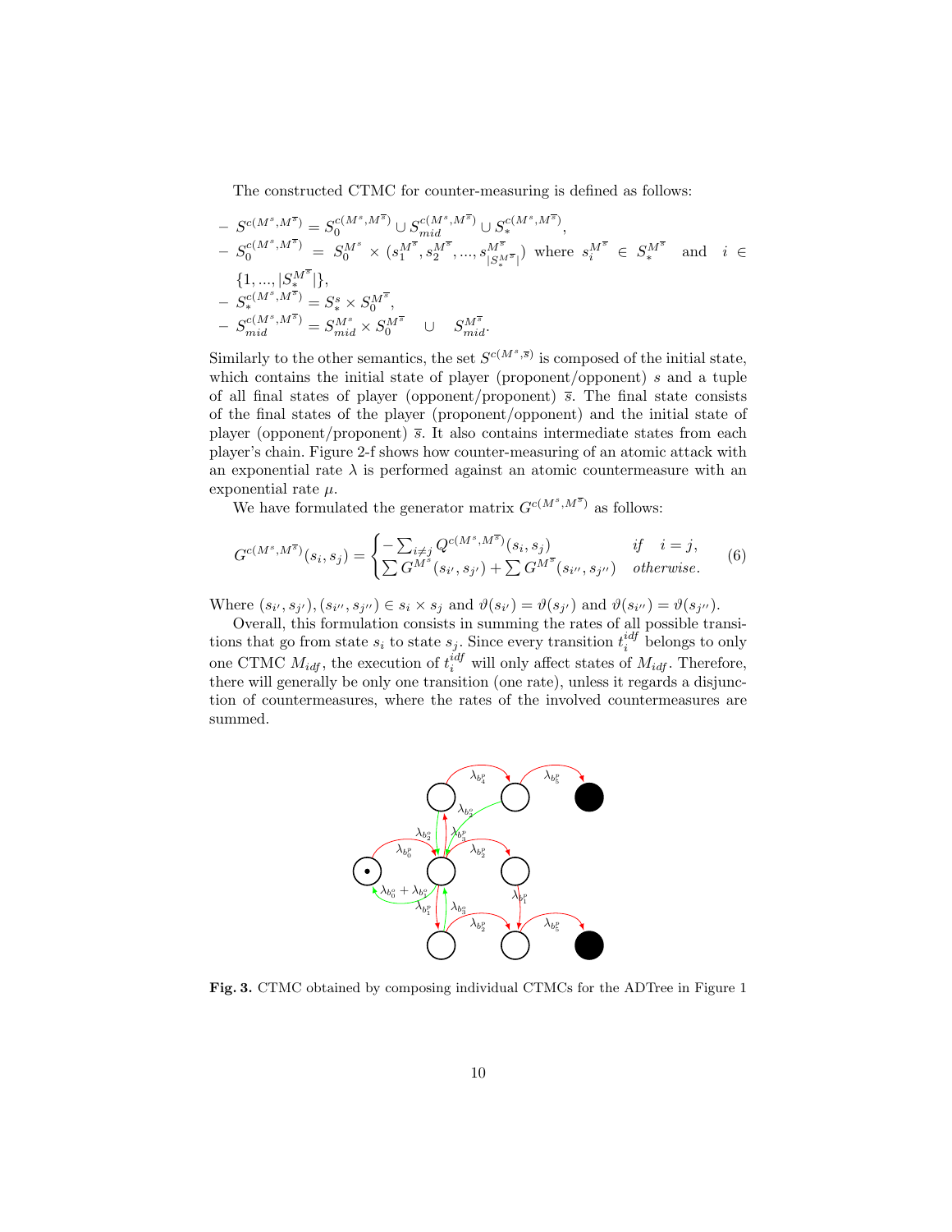The constructed CTMC for counter-measuring is defined as follows:

- $S^{c(M^s,M^{\overline{s}})} = S_0^{c(M^s,M^{\overline{s}})} \cup S_{mid}^{c(M^s,M^{\overline{s}})} \cup S_*^{c(M^s,M^{\overline{s}})}$,
- $S_0^{c(M^s,M^{\overline{s}})} = S_0^{M^s} \times (s_1^{M^{\overline{s}}}, s_2^{M^{\overline{s}}}, ..., s_{|S_*^{M^{\overline{s}}}|}^{M^{\overline{s}}})$ where $s_i^{M^{\overline{s}}} \in S_*^{M^{\overline{s}}}$ and $i \in \{1, ..., |S_*^{M^{\overline{s}}}|\}$,
- $S_*^{c(M^s,M^{\overline{s}})} = S_*^s \times S_0^{M^{\overline{s}}}$,
- $S_{mid}^{c(M^s,M^{\overline{s}})} = S_{mid}^{M^s} \times S_0^{M^{\overline{s}}} \quad \cup \quad S_{mid}^{M^{\overline{s}}}$.

Similarly to the other semantics, the set $S^{c(M^s,\overline{s})}$ is composed of the initial state, which contains the initial state of player (proponent/opponent) $s$ and a tuple of all final states of player (opponent/proponent) $\overline{s}$. The final state consists of the final states of the player (proponent/opponent) and the initial state of player (opponent/proponent) $\overline{s}$. It also contains intermediate states from each player's chain. Figure 2-f shows how counter-measuring of an atomic attack with an exponential rate $\lambda$ is performed against an atomic countermeasure with an exponential rate $\mu$.

We have formulated the generator matrix $G^{c(M^s,M^{\overline{s}})}$ as follows:

$$G^{c(M^s,M^{\overline{s}})}(s_i, s_j) = \begin{cases} -\sum_{i \neq j} Q^{c(M^s,M^{\overline{s}})}(s_i, s_j) & if \quad i = j, \\ \sum G^{M^s}(s_{i'}, s_{j'}) + \sum G^{M^{\overline{s}}}(s_{i''}, s_{j''}) & otherwise. \end{cases} \tag{6}$$

Where $(s_{i'}, s_{j'}), (s_{i''}, s_{j''}) \in s_i \times s_j$ and $\vartheta(s_{i'}) = \vartheta(s_{j'})$ and $\vartheta(s_{i''}) = \vartheta(s_{j''})$.

Overall, this formulation consists in summing the rates of all possible transitions that go from state $s_i$ to state $s_j$. Since every transition $t_i^{idf}$ belongs to only one CTMC $M_{idf}$, the execution of $t_i^{idf}$ will only affect states of $M_{idf}$. Therefore, there will generally be only one transition (one rate), unless it regards a disjunction of countermeasures, where the rates of the involved countermeasures are summed.

**Fig. 3.** CTMC obtained by composing individual CTMCs for the ADTree in Figure 1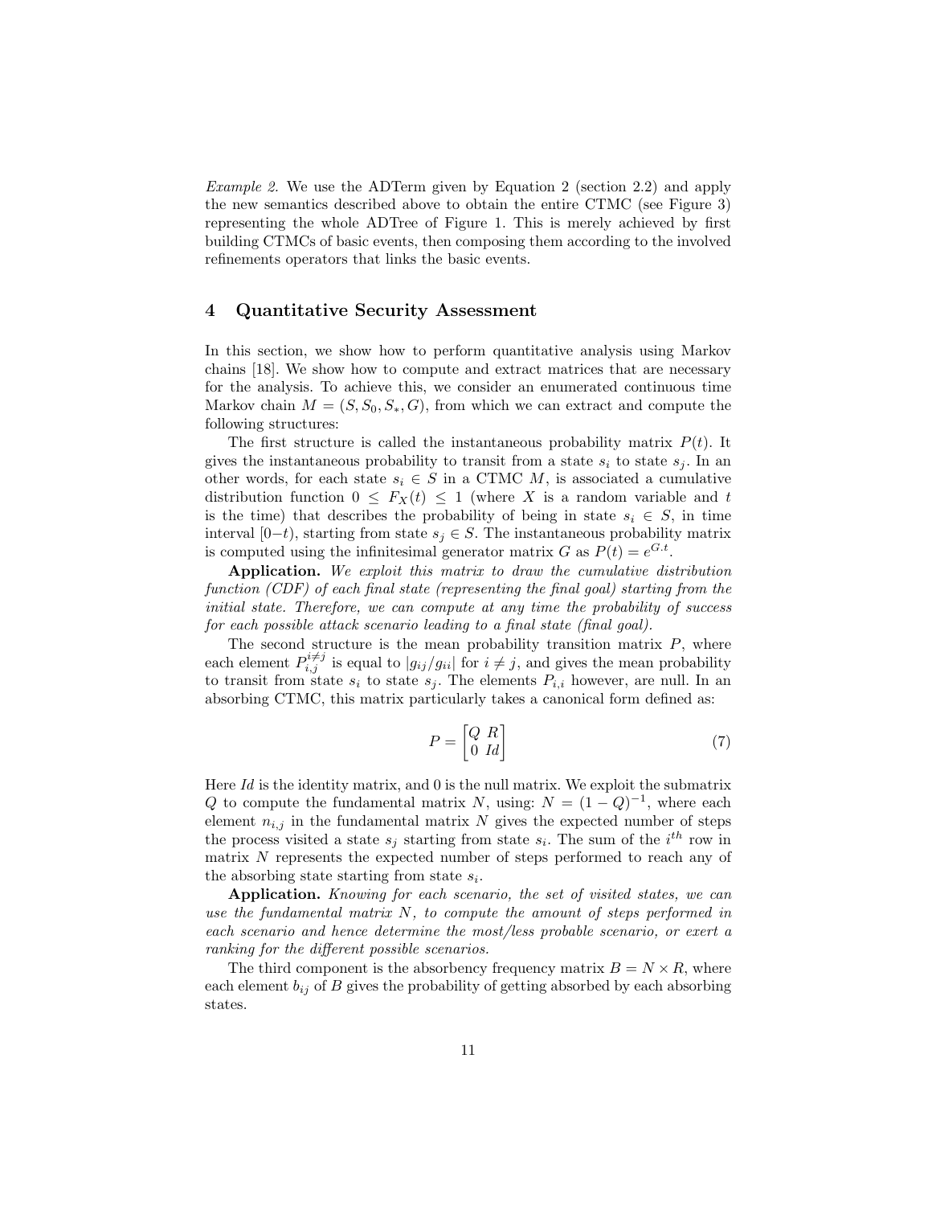*Example 2.* We use the ADTerm given by Equation 2 (section 2.2) and apply the new semantics described above to obtain the entire CTMC (see Figure 3) representing the whole ADTree of Figure 1. This is merely achieved by first building CTMCs of basic events, then composing them according to the involved refinements operators that links the basic events.

## 4 Quantitative Security Assessment

In this section, we show how to perform quantitative analysis using Markov chains [18]. We show how to compute and extract matrices that are necessary for the analysis. To achieve this, we consider an enumerated continuous time Markov chain $M = (S, S_0, S_*, G)$, from which we can extract and compute the following structures:

The first structure is called the instantaneous probability matrix $P(t)$. It gives the instantaneous probability to transit from a state $s_i$ to state $s_j$. In an other words, for each state $s_i \in S$ in a CTMC $M$, is associated a cumulative distribution function $0 \leq F_X(t) \leq 1$ (where $X$ is a random variable and $t$ is the time) that describes the probability of being in state $s_i \in S$, in time interval $[0-t)$, starting from state $s_j \in S$. The instantaneous probability matrix is computed using the infinitesimal generator matrix $G$ as $P(t) = e^{G.t}$.

**Application.** *We exploit this matrix to draw the cumulative distribution function (CDF) of each final state (representing the final goal) starting from the initial state. Therefore, we can compute at any time the probability of success for each possible attack scenario leading to a final state (final goal).*

The second structure is the mean probability transition matrix $P$, where each element $P^{i \neq j}_{i,j}$ is equal to $|g_{ij}/g_{ii}|$ for $i \neq j$, and gives the mean probability to transit from state $s_i$ to state $s_j$. The elements $P_{i,i}$ however, are null. In an absorbing CTMC, this matrix particularly takes a canonical form defined as:

$$P = \begin{bmatrix} Q & R \\ 0 & Id \end{bmatrix} \tag{7}$$

Here $Id$ is the identity matrix, and 0 is the null matrix. We exploit the submatrix $Q$ to compute the fundamental matrix $N$, using: $N = (1 - Q)^{-1}$, where each element $n_{i,j}$ in the fundamental matrix $N$ gives the expected number of steps the process visited a state $s_j$ starting from state $s_i$. The sum of the $i^{th}$ row in matrix $N$ represents the expected number of steps performed to reach any of the absorbing state starting from state $s_i$.

**Application.** *Knowing for each scenario, the set of visited states, we can use the fundamental matrix $N$, to compute the amount of steps performed in each scenario and hence determine the most/less probable scenario, or exert a ranking for the different possible scenarios.*

The third component is the absorbency frequency matrix $B = N \times R$, where each element $b_{ij}$ of $B$ gives the probability of getting absorbed by each absorbing states.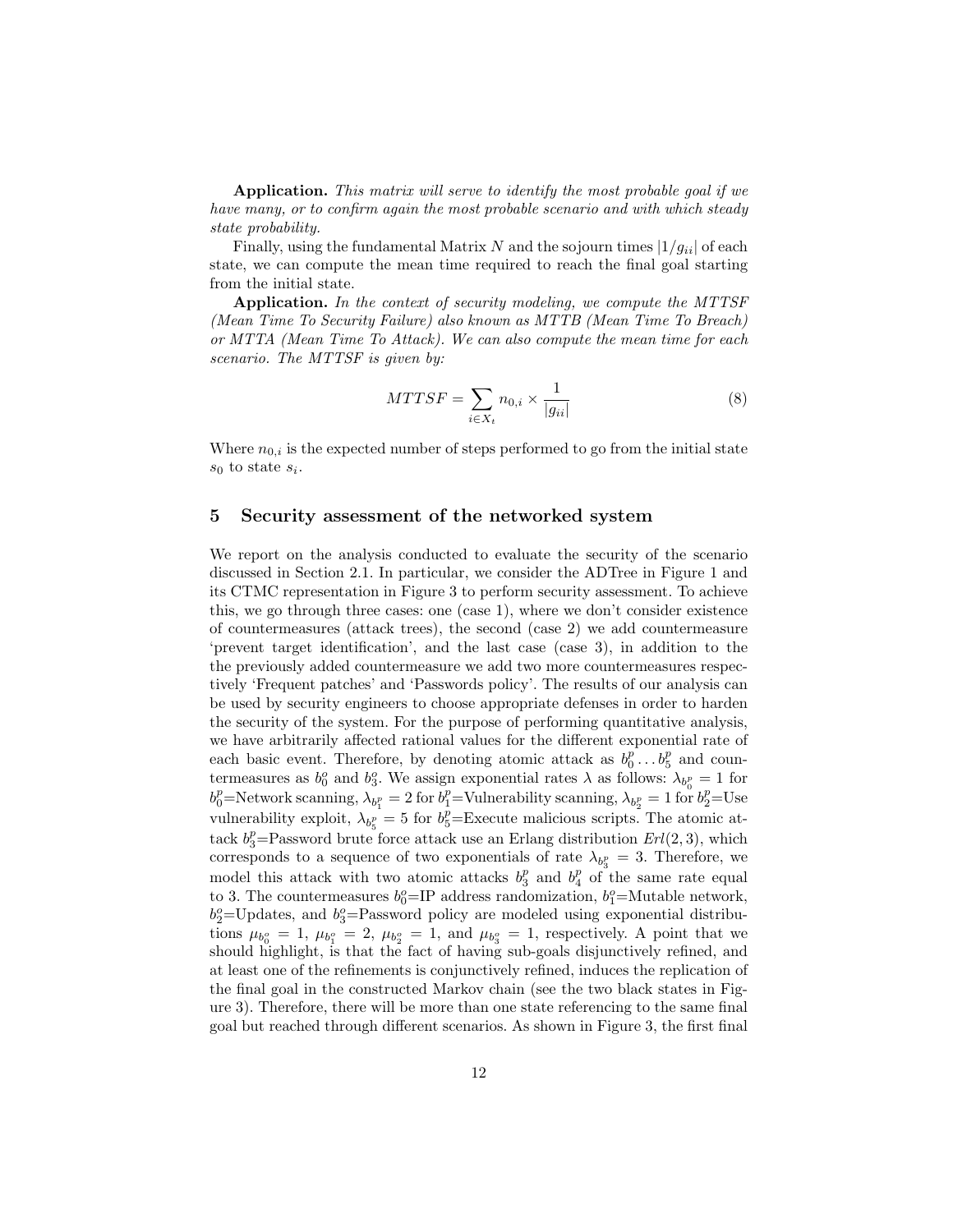**Application.** *This matrix will serve to identify the most probable goal if we have many, or to confirm again the most probable scenario and with which steady state probability.*

Finally, using the fundamental Matrix $N$ and the sojourn times $|1/g_{ii}|$ of each state, we can compute the mean time required to reach the final goal starting from the initial state.

**Application.** *In the context of security modeling, we compute the MTTSF (Mean Time To Security Failure) also known as MTTB (Mean Time To Breach) or MTTA (Mean Time To Attack). We can also compute the mean time for each scenario. The MTTSF is given by:*

$$MTTSF = \sum_{i \in X_t} n_{0,i} \times \frac{1}{|g_{ii}|} \tag{8}$$

Where $n_{0,i}$ is the expected number of steps performed to go from the initial state $s_0$ to state $s_i$.

## 5 Security assessment of the networked system

We report on the analysis conducted to evaluate the security of the scenario discussed in Section 2.1. In particular, we consider the ADTree in Figure 1 and its CTMC representation in Figure 3 to perform security assessment. To achieve this, we go through three cases: one (case 1), where we don't consider existence of countermeasures (attack trees), the second (case 2) we add countermeasure 'prevent target identification', and the last case (case 3), in addition to the previously added countermeasure we add two more countermeasures respectively 'Frequent patches' and 'Passwords policy'. The results of our analysis can be used by security engineers to choose appropriate defenses in order to harden the security of the system. For the purpose of performing quantitative analysis, we have arbitrarily affected rational values for the different exponential rate of each basic event. Therefore, by denoting atomic attack as $b^p_0 \dots b^p_5$ and countermeasures as $b^o_0$ and $b^o_3$. We assign exponential rates $\lambda$ as follows: $\lambda_{b^p_0} = 1$ for $b^p_0$=Network scanning, $\lambda_{b^p_1} = 2$ for $b^p_1$=Vulnerability scanning, $\lambda_{b^p_2} = 1$ for $b^p_2$=Use vulnerability exploit, $\lambda_{b^p_5} = 5$ for $b^p_5$=Execute malicious scripts. The atomic attack $b^p_3$=Password brute force attack use an Erlang distribution $Erl(2, 3)$, which corresponds to a sequence of two exponentials of rate $\lambda_{b^p_3} = 3$. Therefore, we model this attack with two atomic attacks $b^p_3$ and $b^p_4$ of the same rate equal to 3. The countermeasures $b^o_0$=IP address randomization, $b^o_1$=Mutable network, $b^o_2$=Updates, and $b^o_3$=Password policy are modeled using exponential distributions $\mu_{b^o_0} = 1$, $\mu_{b^o_1} = 2$, $\mu_{b^o_2} = 1$, and $\mu_{b^o_3} = 1$, respectively. A point that we should highlight, is that the fact of having sub-goals disjunctively refined, and at least one of the refinements is conjunctively refined, induces the replication of the final goal in the constructed Markov chain (see the two black states in Figure 3). Therefore, there will be more than one state referencing to the same final goal but reached through different scenarios. As shown in Figure 3, the first final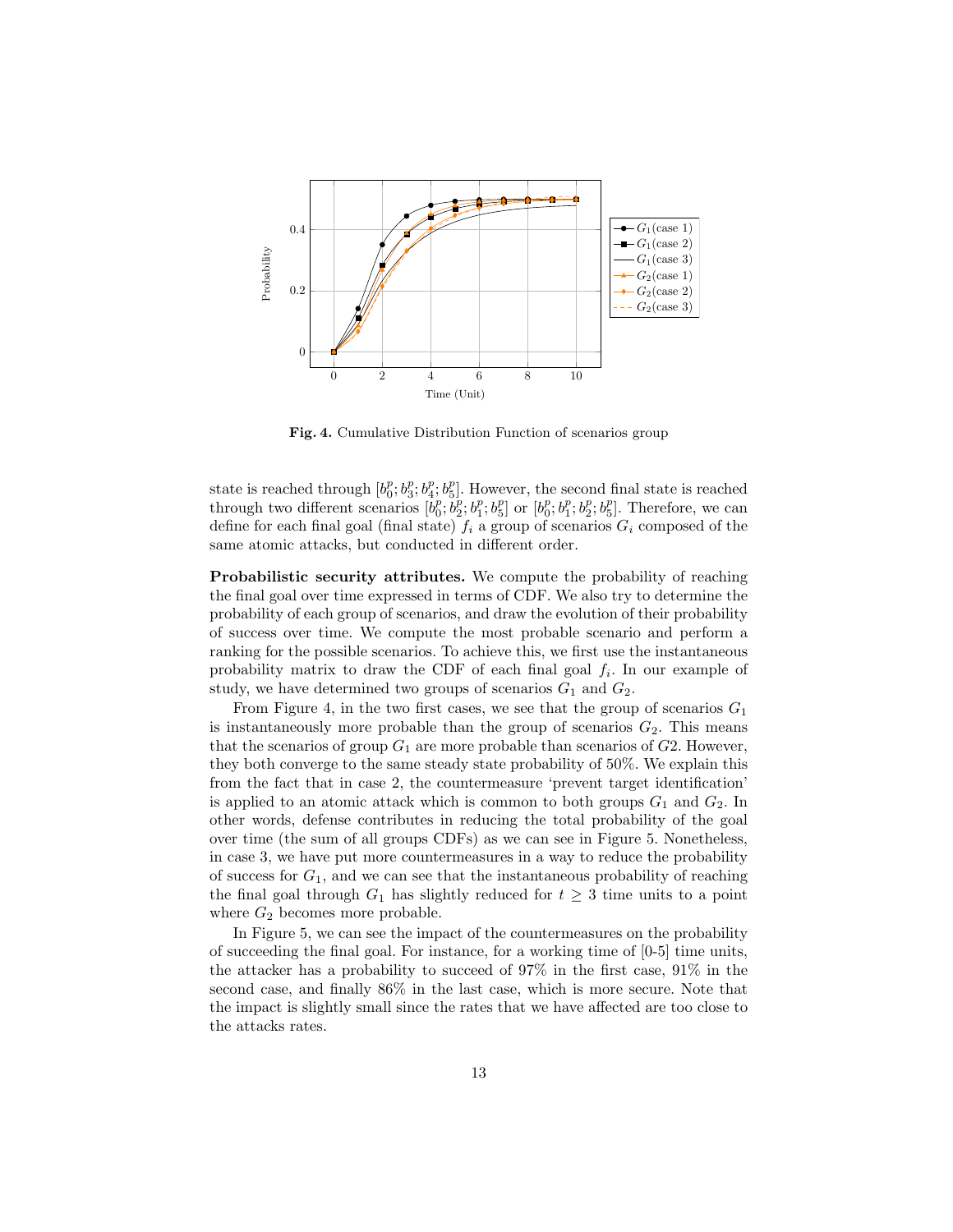Fig. 4. Cumulative Distribution Function of scenarios group

state is reached through $[b_0^p; b_3^p; b_4^p; b_5^p]$. However, the second final state is reached through two different scenarios $[b_0^p; b_2^p; b_1^p; b_5^p]$ or $[b_0^p; b_1^p; b_2^p; b_5^p]$. Therefore, we can define for each final goal (final state) $f_i$ a group of scenarios $G_i$ composed of the same atomic attacks, but conducted in different order.

**Probabilistic security attributes.** We compute the probability of reaching the final goal over time expressed in terms of CDF. We also try to determine the probability of each group of scenarios, and draw the evolution of their probability of success over time. We compute the most probable scenario and perform a ranking for the possible scenarios. To achieve this, we first use the instantaneous probability matrix to draw the CDF of each final goal $f_i$. In our example of study, we have determined two groups of scenarios $G_1$ and $G_2$.

From Figure 4, in the two first cases, we see that the group of scenarios $G_1$ is instantaneously more probable than the group of scenarios $G_2$. This means that the scenarios of group $G_1$ are more probable than scenarios of $G2$. However, they both converge to the same steady state probability of 50%. We explain this from the fact that in case 2, the countermeasure 'prevent target identification' is applied to an atomic attack which is common to both groups $G_1$ and $G_2$. In other words, defense contributes in reducing the total probability of the goal over time (the sum of all groups CDFs) as we can see in Figure 5. Nonetheless, in case 3, we have put more countermeasures in a way to reduce the probability of success for $G_1$, and we can see that the instantaneous probability of reaching the final goal through $G_1$ has slightly reduced for $t \geq 3$ time units to a point where $G_2$ becomes more probable.

In Figure 5, we can see the impact of the countermeasures on the probability of succeeding the final goal. For instance, for a working time of [0-5] time units, the attacker has a probability to succeed of 97% in the first case, 91% in the second case, and finally 86% in the last case, which is more secure. Note that the impact is slightly small since the rates that we have affected are too close to the attacks rates.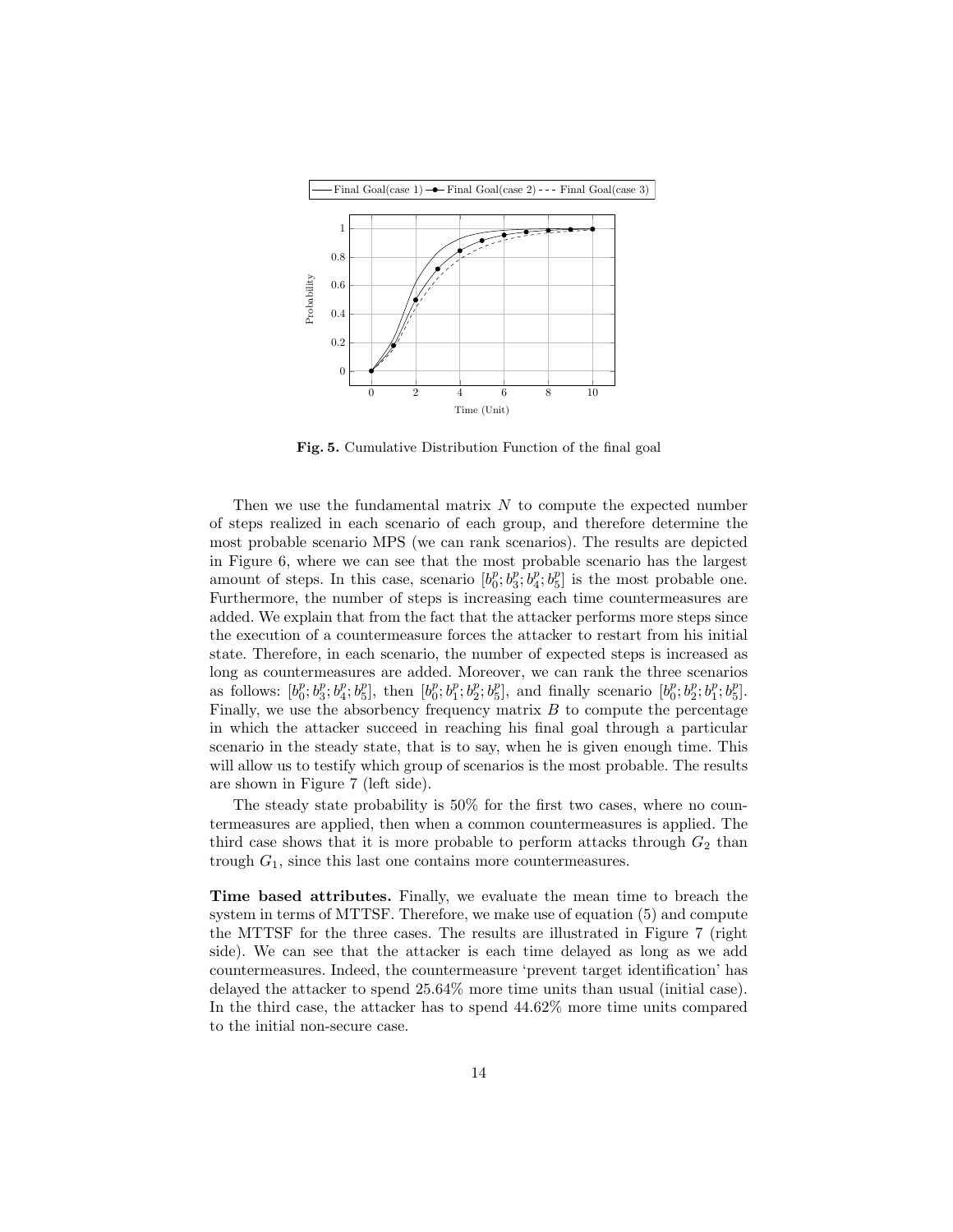Fig. 5. Cumulative Distribution Function of the final goal

Then we use the fundamental matrix $N$ to compute the expected number of steps realized in each scenario of each group, and therefore determine the most probable scenario MPS (we can rank scenarios). The results are depicted in Figure 6, where we can see that the most probable scenario has the largest amount of steps. In this case, scenario $[b_0^p; b_3^p; b_4^p; b_5^p]$ is the most probable one. Furthermore, the number of steps is increasing each time countermeasures are added. We explain that from the fact that the attacker performs more steps since the execution of a countermeasure forces the attacker to restart from his initial state. Therefore, in each scenario, the number of expected steps is increased as long as countermeasures are added. Moreover, we can rank the three scenarios as follows: $[b_0^p; b_3^p; b_4^p; b_5^p]$, then $[b_0^p; b_1^p; b_2^p; b_5^p]$, and finally scenario $[b_0^p; b_2^p; b_1^p; b_5^p]$. Finally, we use the absorbency frequency matrix $B$ to compute the percentage in which the attacker succeed in reaching his final goal through a particular scenario in the steady state, that is to say, when he is given enough time. This will allow us to testify which group of scenarios is the most probable. The results are shown in Figure 7 (left side).

The steady state probability is 50% for the first two cases, where no countermeasures are applied, then when a common countermeasures is applied. The third case shows that it is more probable to perform attacks through $G_2$ than trough $G_1$, since this last one contains more countermeasures.

**Time based attributes.** Finally, we evaluate the mean time to breach the system in terms of MTTSF. Therefore, we make use of equation (5) and compute the MTTSF for the three cases. The results are illustrated in Figure 7 (right side). We can see that the attacker is each time delayed as long as we add countermeasures. Indeed, the countermeasure 'prevent target identification' has delayed the attacker to spend 25.64% more time units than usual (initial case). In the third case, the attacker has to spend 44.62% more time units compared to the initial non-secure case.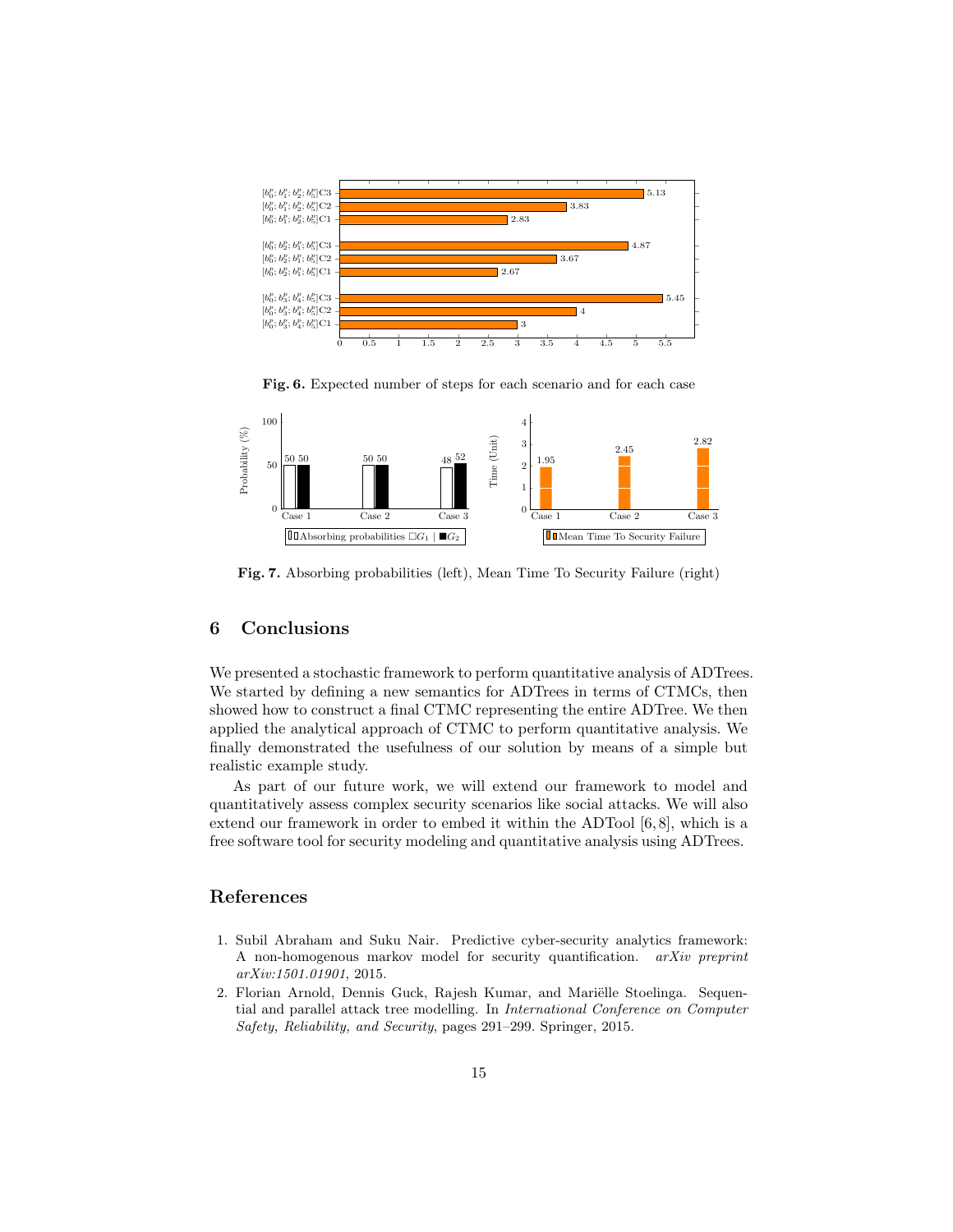**Fig. 6.** Expected number of steps for each scenario and for each case

**Fig. 7.** Absorbing probabilities (left), Mean Time To Security Failure (right)

## 6 Conclusions

We presented a stochastic framework to perform quantitative analysis of ADTrees. We started by defining a new semantics for ADTrees in terms of CTMCs, then showed how to construct a final CTMC representing the entire ADTree. We then applied the analytical approach of CTMC to perform quantitative analysis. We finally demonstrated the usefulness of our solution by means of a simple but realistic example study.

As part of our future work, we will extend our framework to model and quantitatively assess complex security scenarios like social attacks. We will also extend our framework in order to embed it within the ADTool [6,8], which is a free software tool for security modeling and quantitative analysis using ADTrees.

## References

1. Subil Abraham and Suku Nair. Predictive cyber-security analytics framework: A non-homogenous markov model for security quantification. *arXiv preprint arXiv:1501.01901*, 2015.
2. Florian Arnold, Dennis Guck, Rajesh Kumar, and Mariëlle Stoelinga. Sequential and parallel attack tree modelling. In *International Conference on Computer Safety, Reliability, and Security*, pages 291–299. Springer, 2015.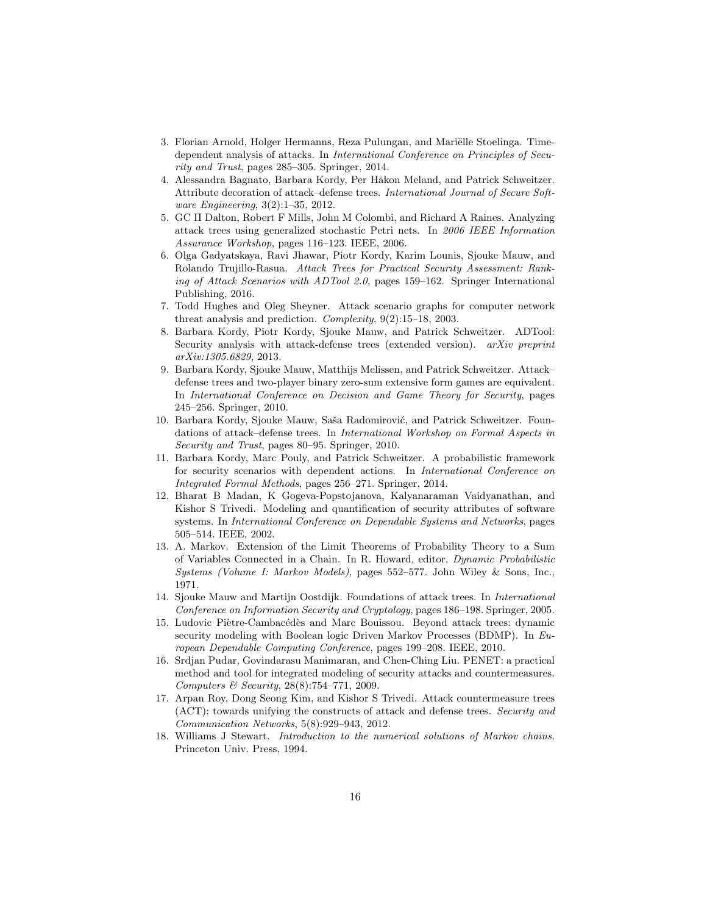3. Florian Arnold, Holger Hermanns, Reza Pulungan, and Mariëlle Stoelinga. Time-dependent analysis of attacks. In *International Conference on Principles of Security and Trust*, pages 285–305. Springer, 2014.
4. Alessandra Bagnato, Barbara Kordy, Per Håkon Meland, and Patrick Schweitzer. Attribute decoration of attack–defense trees. *International Journal of Secure Software Engineering*, 3(2):1–35, 2012.
5. GC II Dalton, Robert F Mills, John M Colombi, and Richard A Raines. Analyzing attack trees using generalized stochastic Petri nets. In *2006 IEEE Information Assurance Workshop*, pages 116–123. IEEE, 2006.
6. Olga Gadyatskaya, Ravi Jhawar, Piotr Kordy, Karim Lounis, Sjouke Mauw, and Rolando Trujillo-Rasua. *Attack Trees for Practical Security Assessment: Ranking of Attack Scenarios with ADTool 2.0*, pages 159–162. Springer International Publishing, 2016.
7. Todd Hughes and Oleg Sheyner. Attack scenario graphs for computer network threat analysis and prediction. *Complexity*, 9(2):15–18, 2003.
8. Barbara Kordy, Piotr Kordy, Sjouke Mauw, and Patrick Schweitzer. ADTool: Security analysis with attack-defense trees (extended version). *arXiv preprint arXiv:1305.6829*, 2013.
9. Barbara Kordy, Sjouke Mauw, Matthijs Melissen, and Patrick Schweitzer. Attack–defense trees and two-player binary zero-sum extensive form games are equivalent. In *International Conference on Decision and Game Theory for Security*, pages 245–256. Springer, 2010.
10. Barbara Kordy, Sjouke Mauw, Saša Radomirović, and Patrick Schweitzer. Foundations of attack–defense trees. In *International Workshop on Formal Aspects in Security and Trust*, pages 80–95. Springer, 2010.
11. Barbara Kordy, Marc Pouly, and Patrick Schweitzer. A probabilistic framework for security scenarios with dependent actions. In *International Conference on Integrated Formal Methods*, pages 256–271. Springer, 2014.
12. Bharat B Madan, K Gogeva-Popstojanova, Kalyanaraman Vaidyanathan, and Kishor S Trivedi. Modeling and quantification of security attributes of software systems. In *International Conference on Dependable Systems and Networks*, pages 505–514. IEEE, 2002.
13. A. Markov. Extension of the Limit Theorems of Probability Theory to a Sum of Variables Connected in a Chain. In R. Howard, editor, *Dynamic Probabilistic Systems (Volume I: Markov Models)*, pages 552–577. John Wiley & Sons, Inc., 1971.
14. Sjouke Mauw and Martijn Oostdijk. Foundations of attack trees. In *International Conference on Information Security and Cryptology*, pages 186–198. Springer, 2005.
15. Ludovic Piètre-Cambacédès and Marc Bouissou. Beyond attack trees: dynamic security modeling with Boolean logic Driven Markov Processes (BDMP). In *European Dependable Computing Conference*, pages 199–208. IEEE, 2010.
16. Srdjan Pudar, Govindarasu Manimaran, and Chen-Ching Liu. PENET: a practical method and tool for integrated modeling of security attacks and countermeasures. *Computers & Security*, 28(8):754–771, 2009.
17. Arpan Roy, Dong Seong Kim, and Kishor S Trivedi. Attack countermeasure trees (ACT): towards unifying the constructs of attack and defense trees. *Security and Communication Networks*, 5(8):929–943, 2012.
18. Williams J Stewart. *Introduction to the numerical solutions of Markov chains*. Princeton Univ. Press, 1994.